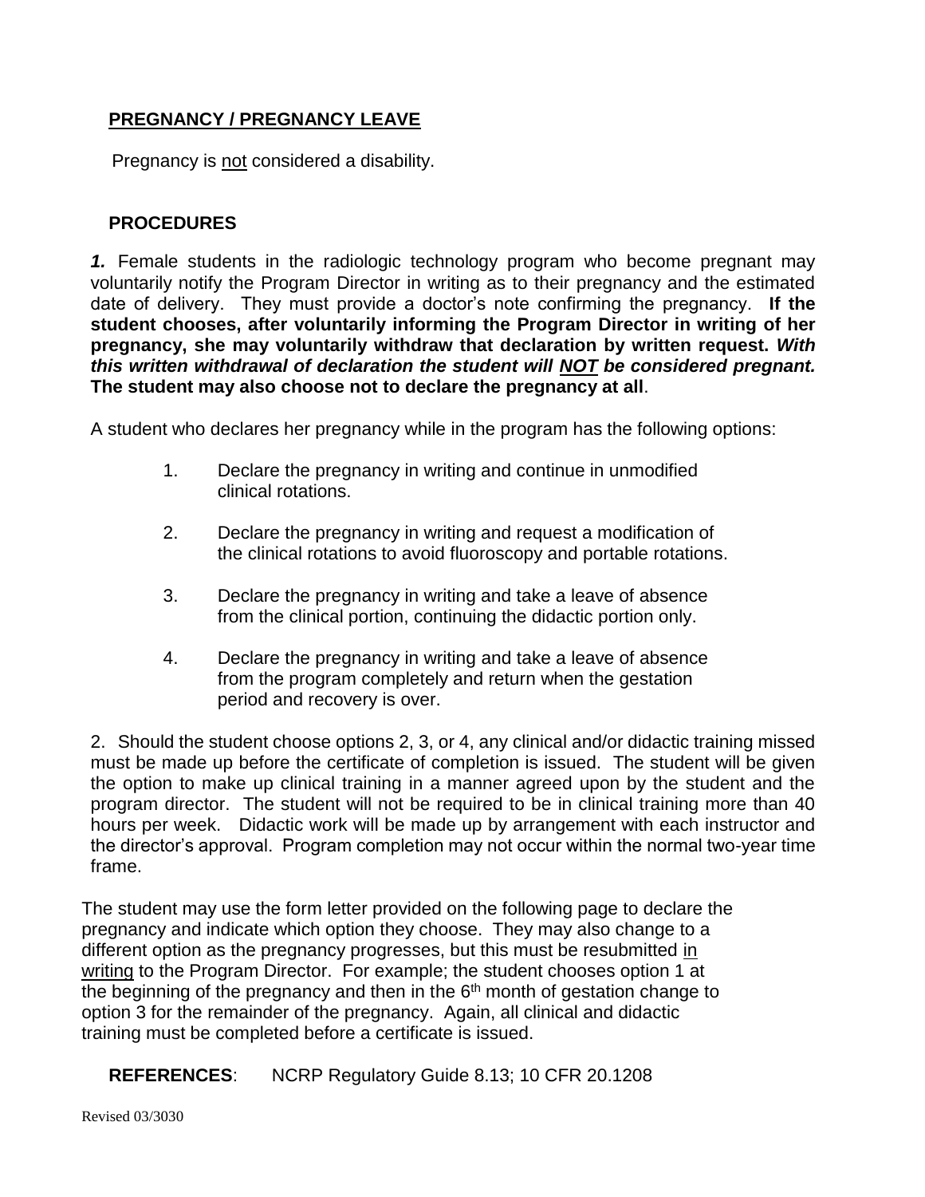## **<u>PREGNANCY / PREGNANCY LEAVE</u>**

Pregnancy is <u>not</u> considered a disability.

### **PROCEDURES**

***1.*** Female students in the radiologic technology program who become pregnant may voluntarily notify the Program Director in writing as to their pregnancy and the estimated date of delivery. They must provide a doctor's note confirming the pregnancy. **If the student chooses, after voluntarily informing the Program Director in writing of her pregnancy, she may voluntarily withdraw that declaration by written request.** ***With this written withdrawal of declaration the student will <u>NOT</u> be considered pregnant.*** **The student may also choose not to declare the pregnancy at all**.

A student who declares her pregnancy while in the program has the following options:

1. Declare the pregnancy in writing and continue in unmodified clinical rotations.

2. Declare the pregnancy in writing and request a modification of the clinical rotations to avoid fluoroscopy and portable rotations.

3. Declare the pregnancy in writing and take a leave of absence from the clinical portion, continuing the didactic portion only.

4. Declare the pregnancy in writing and take a leave of absence from the program completely and return when the gestation period and recovery is over.

2. Should the student choose options 2, 3, or 4, any clinical and/or didactic training missed must be made up before the certificate of completion is issued. The student will be given the option to make up clinical training in a manner agreed upon by the student and the program director. The student will not be required to be in clinical training more than 40 hours per week. Didactic work will be made up by arrangement with each instructor and the director's approval. Program completion may not occur within the normal two-year time frame.

The student may use the form letter provided on the following page to declare the pregnancy and indicate which option they choose. They may also change to a different option as the pregnancy progresses, but this must be resubmitted <u>in writing</u> to the Program Director. For example; the student chooses option 1 at the beginning of the pregnancy and then in the 6th month of gestation change to option 3 for the remainder of the pregnancy. Again, all clinical and didactic training must be completed before a certificate is issued.

**REFERENCES**: NCRP Regulatory Guide 8.13; 10 CFR 20.1208

Revised 03/3030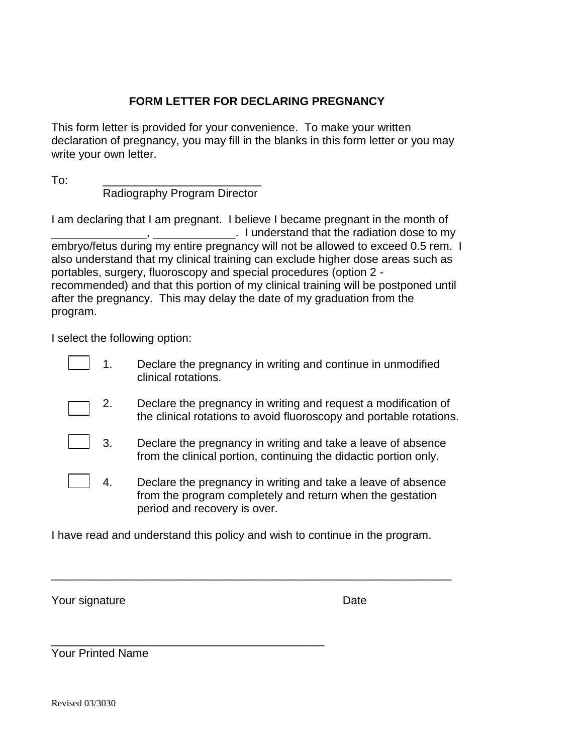## FORM LETTER FOR DECLARING PREGNANCY

This form letter is provided for your convenience. To make your written declaration of pregnancy, you may fill in the blanks in this form letter or you may write your own letter.

To: _________________________
Radiography Program Director

I am declaring that I am pregnant. I believe I became pregnant in the month of _______________, _____________. I understand that the radiation dose to my embryo/fetus during my entire pregnancy will not be allowed to exceed 0.5 rem. I also understand that my clinical training can exclude higher dose areas such as portables, surgery, fluoroscopy and special procedures (option 2 - recommended) and that this portion of my clinical training will be postponed until after the pregnancy. This may delay the date of my graduation from the program.

I select the following option:

- [ ] 1. Declare the pregnancy in writing and continue in unmodified clinical rotations.
- [ ] 2. Declare the pregnancy in writing and request a modification of the clinical rotations to avoid fluoroscopy and portable rotations.
- [ ] 3. Declare the pregnancy in writing and take a leave of absence from the clinical portion, continuing the didactic portion only.
- [ ] 4. Declare the pregnancy in writing and take a leave of absence from the program completely and return when the gestation period and recovery is over.

I have read and understand this policy and wish to continue in the program.

_________________________________________________________________

Your signature Date

____________________________________________
Your Printed Name

Revised 03/3030